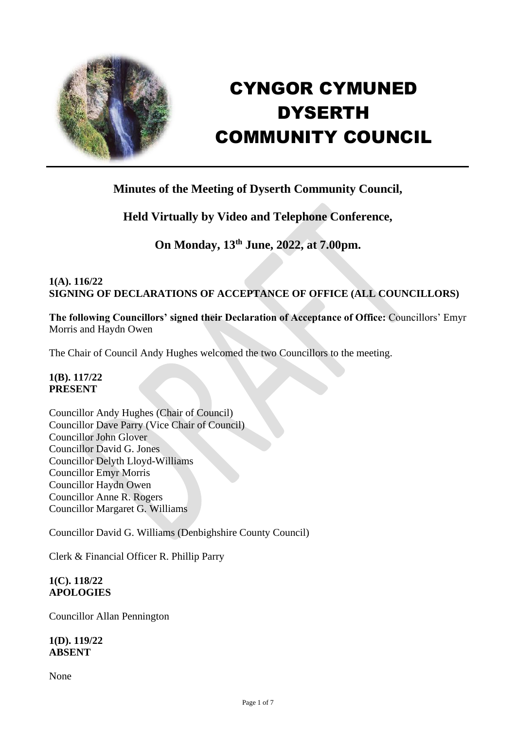# CYNGOR CYMUNED DYSERTH COMMUNITY COUNCIL

## Minutes of the Meeting of Dyserth Community Council,

## Held Virtually by Video and Telephone Conference,

## On Monday, 13th June, 2022, at 7.00pm.

**1(A). 116/22**
**SIGNING OF DECLARATIONS OF ACCEPTANCE OF OFFICE (ALL COUNCILLORS)**

**The following Councillors' signed their Declaration of Acceptance of Office:** Councillors' Emyr Morris and Haydn Owen

The Chair of Council Andy Hughes welcomed the two Councillors to the meeting.

**1(B). 117/22**
**PRESENT**

Councillor Andy Hughes (Chair of Council)
Councillor Dave Parry (Vice Chair of Council)
Councillor John Glover
Councillor David G. Jones
Councillor Delyth Lloyd-Williams
Councillor Emyr Morris
Councillor Haydn Owen
Councillor Anne R. Rogers
Councillor Margaret G. Williams

Councillor David G. Williams (Denbighshire County Council)

Clerk & Financial Officer R. Phillip Parry

**1(C). 118/22**
**APOLOGIES**

Councillor Allan Pennington

**1(D). 119/22**
**ABSENT**

None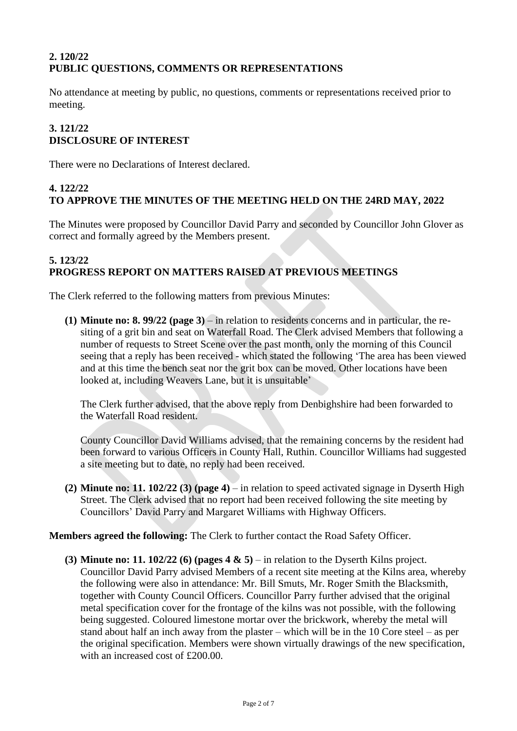**2. 120/22**
**PUBLIC QUESTIONS, COMMENTS OR REPRESENTATIONS**

No attendance at meeting by public, no questions, comments or representations received prior to meeting.

**3. 121/22**
**DISCLOSURE OF INTEREST**

There were no Declarations of Interest declared.

**4. 122/22**
**TO APPROVE THE MINUTES OF THE MEETING HELD ON THE 24RD MAY, 2022**

The Minutes were proposed by Councillor David Parry and seconded by Councillor John Glover as correct and formally agreed by the Members present.

**5. 123/22**
**PROGRESS REPORT ON MATTERS RAISED AT PREVIOUS MEETINGS**

The Clerk referred to the following matters from previous Minutes:

**(1) Minute no: 8. 99/22 (page 3)** – in relation to residents concerns and in particular, the re-siting of a grit bin and seat on Waterfall Road. The Clerk advised Members that following a number of requests to Street Scene over the past month, only the morning of this Council seeing that a reply has been received - which stated the following 'The area has been viewed and at this time the bench seat nor the grit box can be moved. Other locations have been looked at, including Weavers Lane, but it is unsuitable'

The Clerk further advised, that the above reply from Denbighshire had been forwarded to the Waterfall Road resident.

County Councillor David Williams advised, that the remaining concerns by the resident had been forward to various Officers in County Hall, Ruthin. Councillor Williams had suggested a site meeting but to date, no reply had been received.

**(2) Minute no: 11. 102/22 (3) (page 4)** – in relation to speed activated signage in Dyserth High Street. The Clerk advised that no report had been received following the site meeting by Councillors' David Parry and Margaret Williams with Highway Officers.

**Members agreed the following:** The Clerk to further contact the Road Safety Officer.

**(3) Minute no: 11. 102/22 (6) (pages 4 & 5)** – in relation to the Dyserth Kilns project. Councillor David Parry advised Members of a recent site meeting at the Kilns area, whereby the following were also in attendance: Mr. Bill Smuts, Mr. Roger Smith the Blacksmith, together with County Council Officers. Councillor Parry further advised that the original metal specification cover for the frontage of the kilns was not possible, with the following being suggested. Coloured limestone mortar over the brickwork, whereby the metal will stand about half an inch away from the plaster – which will be in the 10 Core steel – as per the original specification. Members were shown virtually drawings of the new specification, with an increased cost of £200.00.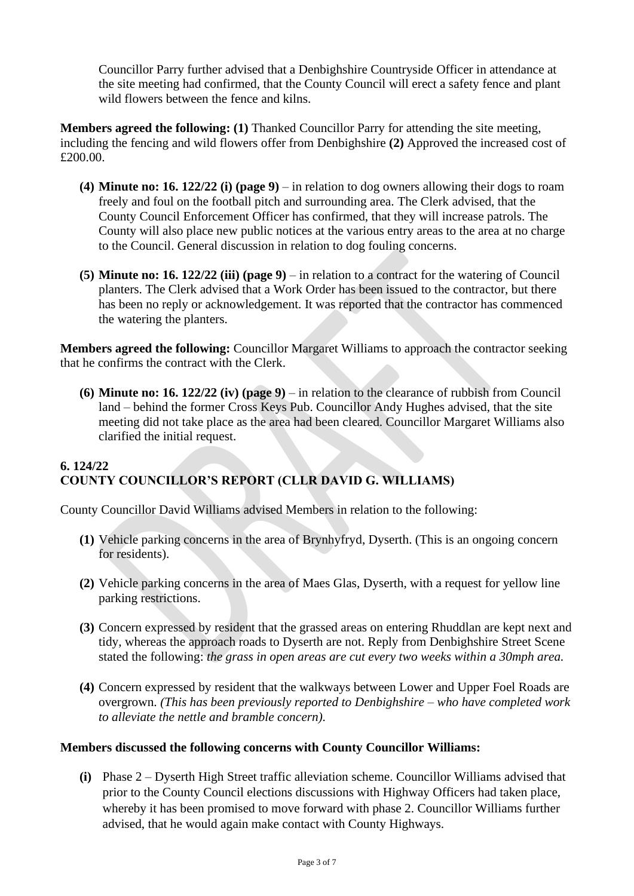Councillor Parry further advised that a Denbighshire Countryside Officer in attendance at the site meeting had confirmed, that the County Council will erect a safety fence and plant wild flowers between the fence and kilns.

**Members agreed the following: (1)** Thanked Councillor Parry for attending the site meeting, including the fencing and wild flowers offer from Denbighshire **(2)** Approved the increased cost of £200.00.

**(4) Minute no: 16. 122/22 (i) (page 9)** – in relation to dog owners allowing their dogs to roam freely and foul on the football pitch and surrounding area. The Clerk advised, that the County Council Enforcement Officer has confirmed, that they will increase patrols. The County will also place new public notices at the various entry areas to the area at no charge to the Council. General discussion in relation to dog fouling concerns.

**(5) Minute no: 16. 122/22 (iii) (page 9)** – in relation to a contract for the watering of Council planters. The Clerk advised that a Work Order has been issued to the contractor, but there has been no reply or acknowledgement. It was reported that the contractor has commenced the watering the planters.

**Members agreed the following:** Councillor Margaret Williams to approach the contractor seeking that he confirms the contract with the Clerk.

**(6) Minute no: 16. 122/22 (iv) (page 9)** – in relation to the clearance of rubbish from Council land – behind the former Cross Keys Pub. Councillor Andy Hughes advised, that the site meeting did not take place as the area had been cleared. Councillor Margaret Williams also clarified the initial request.

## 6. 124/22
## COUNTY COUNCILLOR'S REPORT (CLLR DAVID G. WILLIAMS)

County Councillor David Williams advised Members in relation to the following:

**(1)** Vehicle parking concerns in the area of Brynhyfryd, Dyserth. (This is an ongoing concern for residents).

**(2)** Vehicle parking concerns in the area of Maes Glas, Dyserth, with a request for yellow line parking restrictions.

**(3)** Concern expressed by resident that the grassed areas on entering Rhuddlan are kept next and tidy, whereas the approach roads to Dyserth are not. Reply from Denbighshire Street Scene stated the following: *the grass in open areas are cut every two weeks within a 30mph area.*

**(4)** Concern expressed by resident that the walkways between Lower and Upper Foel Roads are overgrown. *(This has been previously reported to Denbighshire – who have completed work to alleviate the nettle and bramble concern).*

**Members discussed the following concerns with County Councillor Williams:**

**(i)** Phase 2 – Dyserth High Street traffic alleviation scheme. Councillor Williams advised that prior to the County Council elections discussions with Highway Officers had taken place, whereby it has been promised to move forward with phase 2. Councillor Williams further advised, that he would again make contact with County Highways.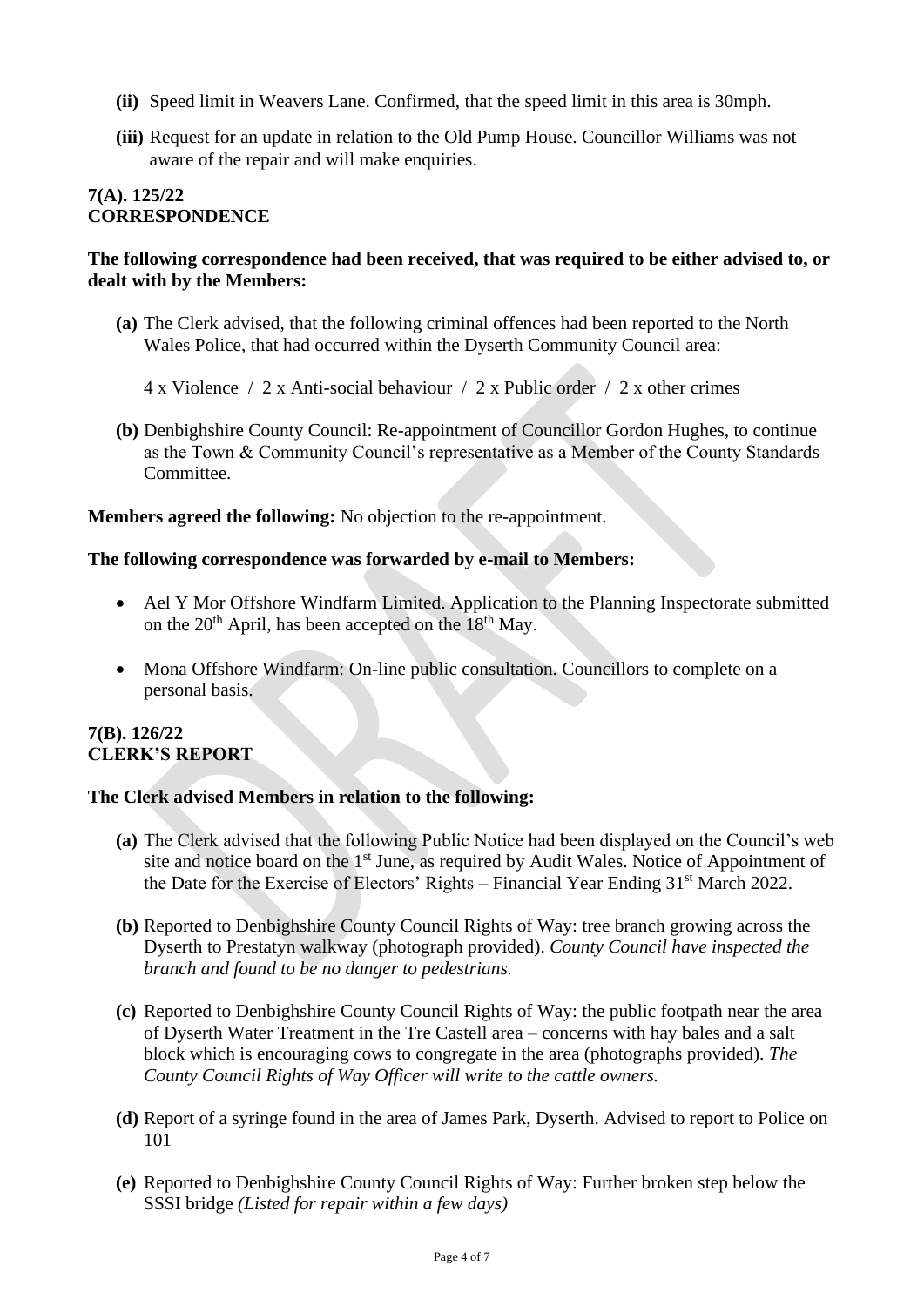**(ii)** Speed limit in Weavers Lane. Confirmed, that the speed limit in this area is 30mph.

**(iii)** Request for an update in relation to the Old Pump House. Councillor Williams was not aware of the repair and will make enquiries.

**7(A). 125/22**
**CORRESPONDENCE**

**The following correspondence had been received, that was required to be either advised to, or dealt with by the Members:**

**(a)** The Clerk advised, that the following criminal offences had been reported to the North Wales Police, that had occurred within the Dyserth Community Council area:

4 x Violence / 2 x Anti-social behaviour / 2 x Public order / 2 x other crimes

**(b)** Denbighshire County Council: Re-appointment of Councillor Gordon Hughes, to continue as the Town & Community Council's representative as a Member of the County Standards Committee.

**Members agreed the following:** No objection to the re-appointment.

**The following correspondence was forwarded by e-mail to Members:**

- Ael Y Mor Offshore Windfarm Limited. Application to the Planning Inspectorate submitted on the 20th April, has been accepted on the 18th May.
- Mona Offshore Windfarm: On-line public consultation. Councillors to complete on a personal basis.

**7(B). 126/22**
**CLERK'S REPORT**

**The Clerk advised Members in relation to the following:**

**(a)** The Clerk advised that the following Public Notice had been displayed on the Council's web site and notice board on the 1st June, as required by Audit Wales. Notice of Appointment of the Date for the Exercise of Electors' Rights – Financial Year Ending 31st March 2022.

**(b)** Reported to Denbighshire County Council Rights of Way: tree branch growing across the Dyserth to Prestatyn walkway (photograph provided). *County Council have inspected the branch and found to be no danger to pedestrians.*

**(c)** Reported to Denbighshire County Council Rights of Way: the public footpath near the area of Dyserth Water Treatment in the Tre Castell area – concerns with hay bales and a salt block which is encouraging cows to congregate in the area (photographs provided). *The County Council Rights of Way Officer will write to the cattle owners.*

**(d)** Report of a syringe found in the area of James Park, Dyserth. Advised to report to Police on 101

**(e)** Reported to Denbighshire County Council Rights of Way: Further broken step below the SSSI bridge *(Listed for repair within a few days)*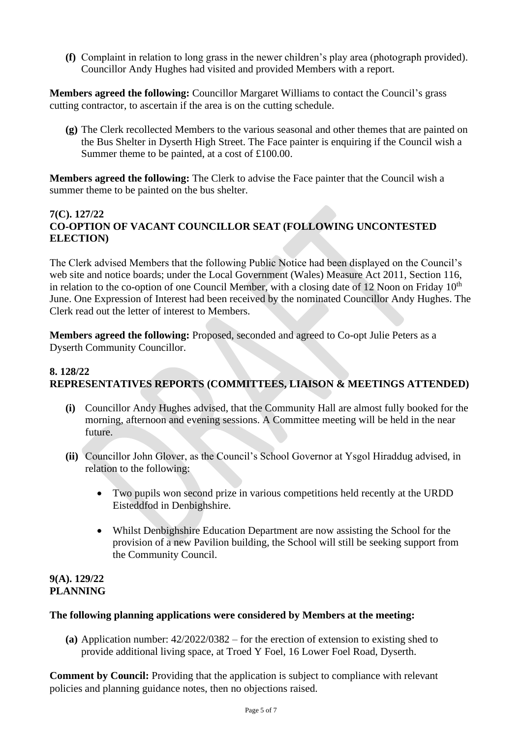**(f)** Complaint in relation to long grass in the newer children's play area (photograph provided). Councillor Andy Hughes had visited and provided Members with a report.

**Members agreed the following:** Councillor Margaret Williams to contact the Council's grass cutting contractor, to ascertain if the area is on the cutting schedule.

**(g)** The Clerk recollected Members to the various seasonal and other themes that are painted on the Bus Shelter in Dyserth High Street. The Face painter is enquiring if the Council wish a Summer theme to be painted, at a cost of £100.00.

**Members agreed the following:** The Clerk to advise the Face painter that the Council wish a summer theme to be painted on the bus shelter.

**7(C). 127/22**
**CO-OPTION OF VACANT COUNCILLOR SEAT (FOLLOWING UNCONTESTED ELECTION)**

The Clerk advised Members that the following Public Notice had been displayed on the Council's web site and notice boards; under the Local Government (Wales) Measure Act 2011, Section 116, in relation to the co-option of one Council Member, with a closing date of 12 Noon on Friday 10th June. One Expression of Interest had been received by the nominated Councillor Andy Hughes. The Clerk read out the letter of interest to Members.

**Members agreed the following:** Proposed, seconded and agreed to Co-opt Julie Peters as a Dyserth Community Councillor.

**8. 128/22**
**REPRESENTATIVES REPORTS (COMMITTEES, LIAISON & MEETINGS ATTENDED)**

**(i)** Councillor Andy Hughes advised, that the Community Hall are almost fully booked for the morning, afternoon and evening sessions. A Committee meeting will be held in the near future.

**(ii)** Councillor John Glover, as the Council's School Governor at Ysgol Hiraddug advised, in relation to the following:

- Two pupils won second prize in various competitions held recently at the URDD Eisteddfod in Denbighshire.
- Whilst Denbighshire Education Department are now assisting the School for the provision of a new Pavilion building, the School will still be seeking support from the Community Council.

**9(A). 129/22**
**PLANNING**

**The following planning applications were considered by Members at the meeting:**

**(a)** Application number: 42/2022/0382 – for the erection of extension to existing shed to provide additional living space, at Troed Y Foel, 16 Lower Foel Road, Dyserth.

**Comment by Council:** Providing that the application is subject to compliance with relevant policies and planning guidance notes, then no objections raised.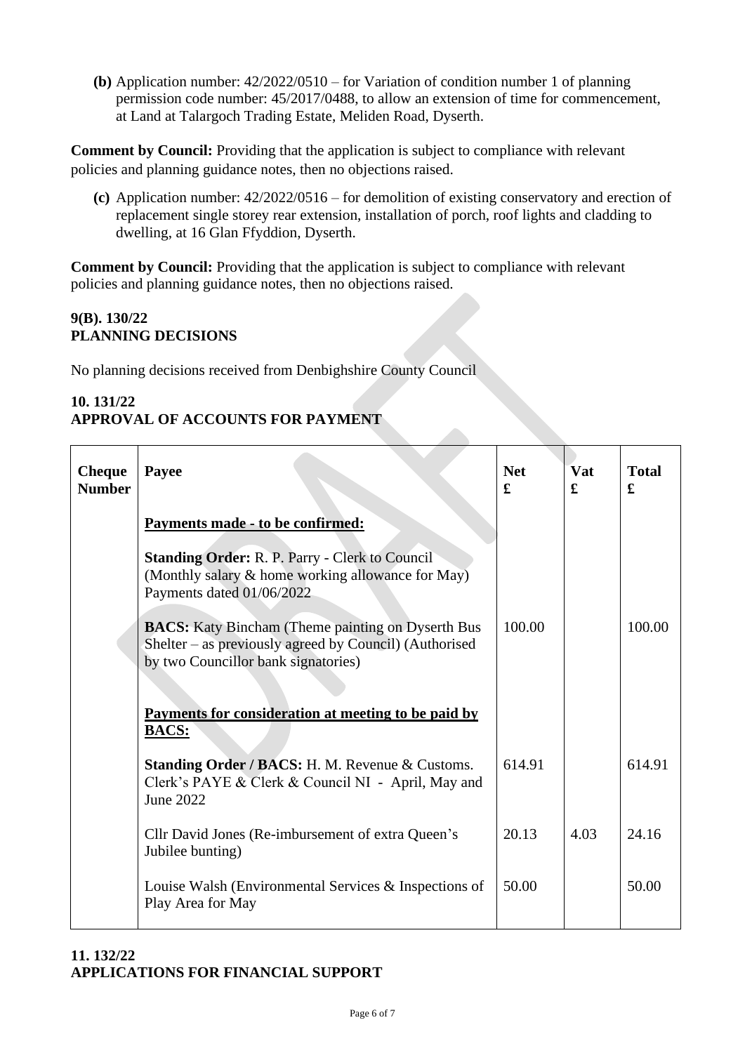**(b)** Application number: 42/2022/0510 – for Variation of condition number 1 of planning permission code number: 45/2017/0488, to allow an extension of time for commencement, at Land at Talargoch Trading Estate, Meliden Road, Dyserth.

**Comment by Council:** Providing that the application is subject to compliance with relevant policies and planning guidance notes, then no objections raised.

**(c)** Application number: 42/2022/0516 – for demolition of existing conservatory and erection of replacement single storey rear extension, installation of porch, roof lights and cladding to dwelling, at 16 Glan Ffyddion, Dyserth.

**Comment by Council:** Providing that the application is subject to compliance with relevant policies and planning guidance notes, then no objections raised.

## 9(B). 130/22 PLANNING DECISIONS

No planning decisions received from Denbighshire County Council

## 10. 131/22 APPROVAL OF ACCOUNTS FOR PAYMENT

| Cheque Number | Payee | Net £ | Vat £ | Total £ |
|---|---|---|---|---|
| | **Payments made - to be confirmed:** | | | |
| | **Standing Order:** R. P. Parry - Clerk to Council (Monthly salary & home working allowance for May) Payments dated 01/06/2022 | | | |
| | **BACS:** Katy Bincham (Theme painting on Dyserth Bus Shelter – as previously agreed by Council) (Authorised by two Councillor bank signatories) | 100.00 | | 100.00 |
| | **Payments for consideration at meeting to be paid by BACS:** | | | |
| | **Standing Order / BACS:** H. M. Revenue & Customs. Clerk's PAYE & Clerk & Council NI - April, May and June 2022 | 614.91 | | 614.91 |
| | Cllr David Jones (Re-imbursement of extra Queen's Jubilee bunting) | 20.13 | 4.03 | 24.16 |
| | Louise Walsh (Environmental Services & Inspections of Play Area for May | 50.00 | | 50.00 |

## 11. 132/22 APPLICATIONS FOR FINANCIAL SUPPORT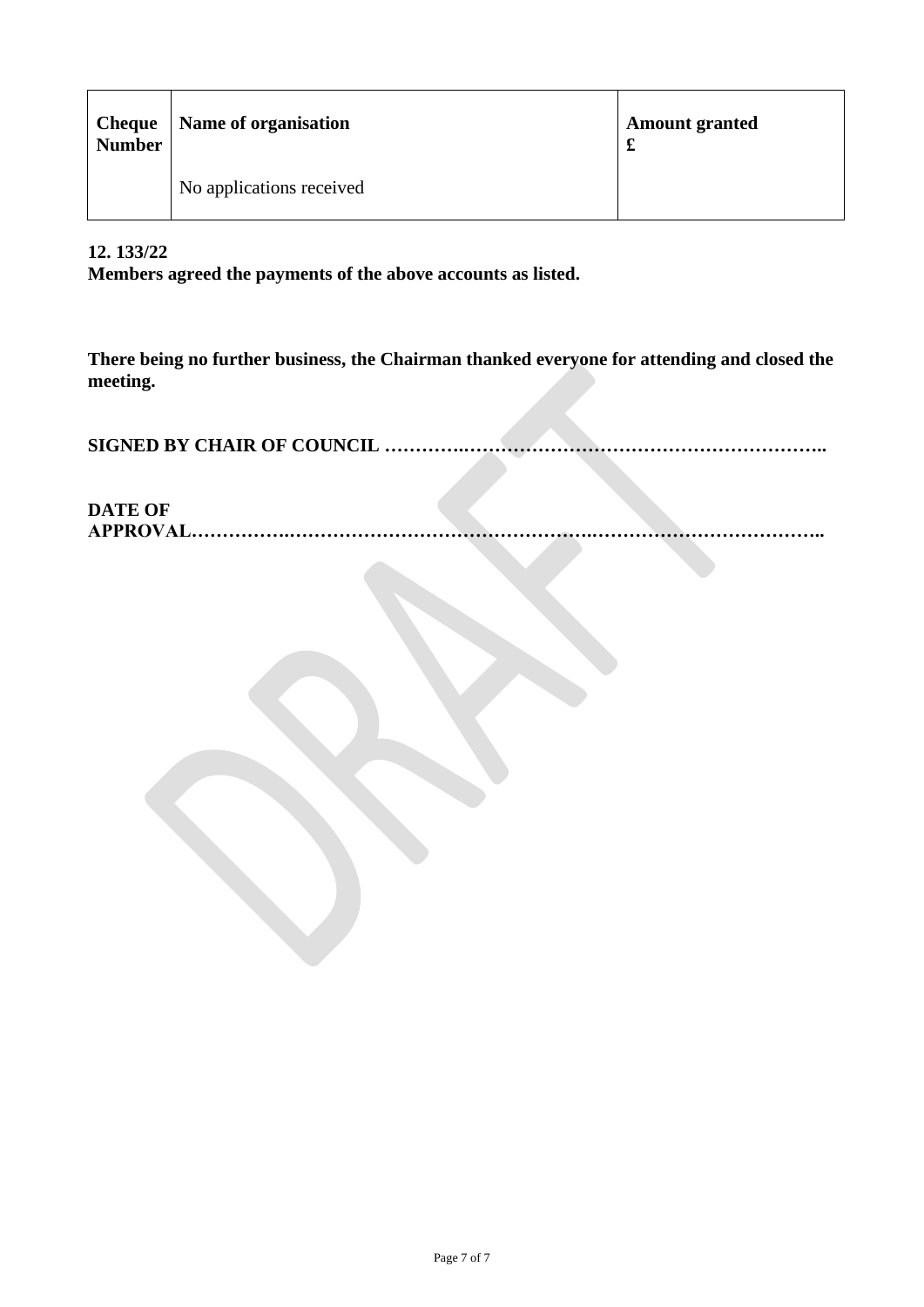| Cheque Number | Name of organisation | Amount granted £ |
|---|---|---|
| | No applications received | |

**12. 133/22**
**Members agreed the payments of the above accounts as listed.**

**There being no further business, the Chairman thanked everyone for attending and closed the meeting.**

**SIGNED BY CHAIR OF COUNCIL …………..…………………………………………………..**

**DATE OF APPROVAL…………….……………………………………..……………………………..**